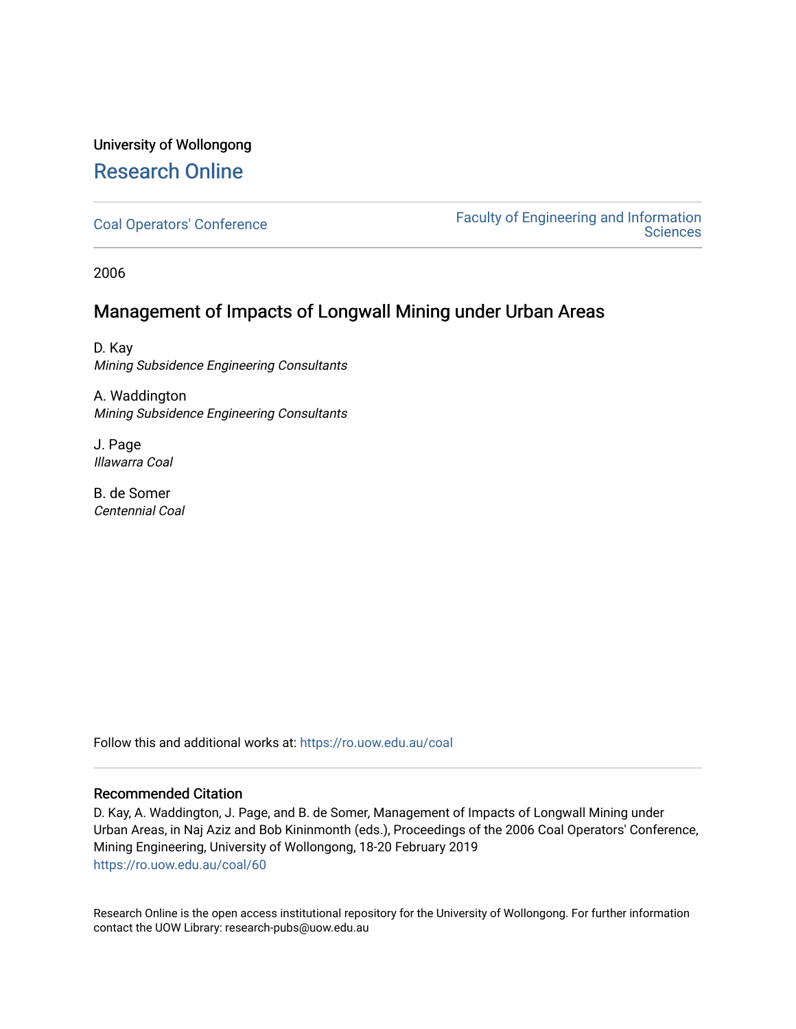University of Wollongong

# Research Online

Coal Operators' Conference | Faculty of Engineering and Information Sciences

2006

## Management of Impacts of Longwall Mining under Urban Areas

D. Kay
*Mining Subsidence Engineering Consultants*

A. Waddington
*Mining Subsidence Engineering Consultants*

J. Page
*Illawarra Coal*

B. de Somer
*Centennial Coal*

Follow this and additional works at: https://ro.uow.edu.au/coal

### Recommended Citation

D. Kay, A. Waddington, J. Page, and B. de Somer, Management of Impacts of Longwall Mining under Urban Areas, in Naj Aziz and Bob Kininmonth (eds.), Proceedings of the 2006 Coal Operators' Conference, Mining Engineering, University of Wollongong, 18-20 February 2019
https://ro.uow.edu.au/coal/60

Research Online is the open access institutional repository for the University of Wollongong. For further information contact the UOW Library: research-pubs@uow.edu.au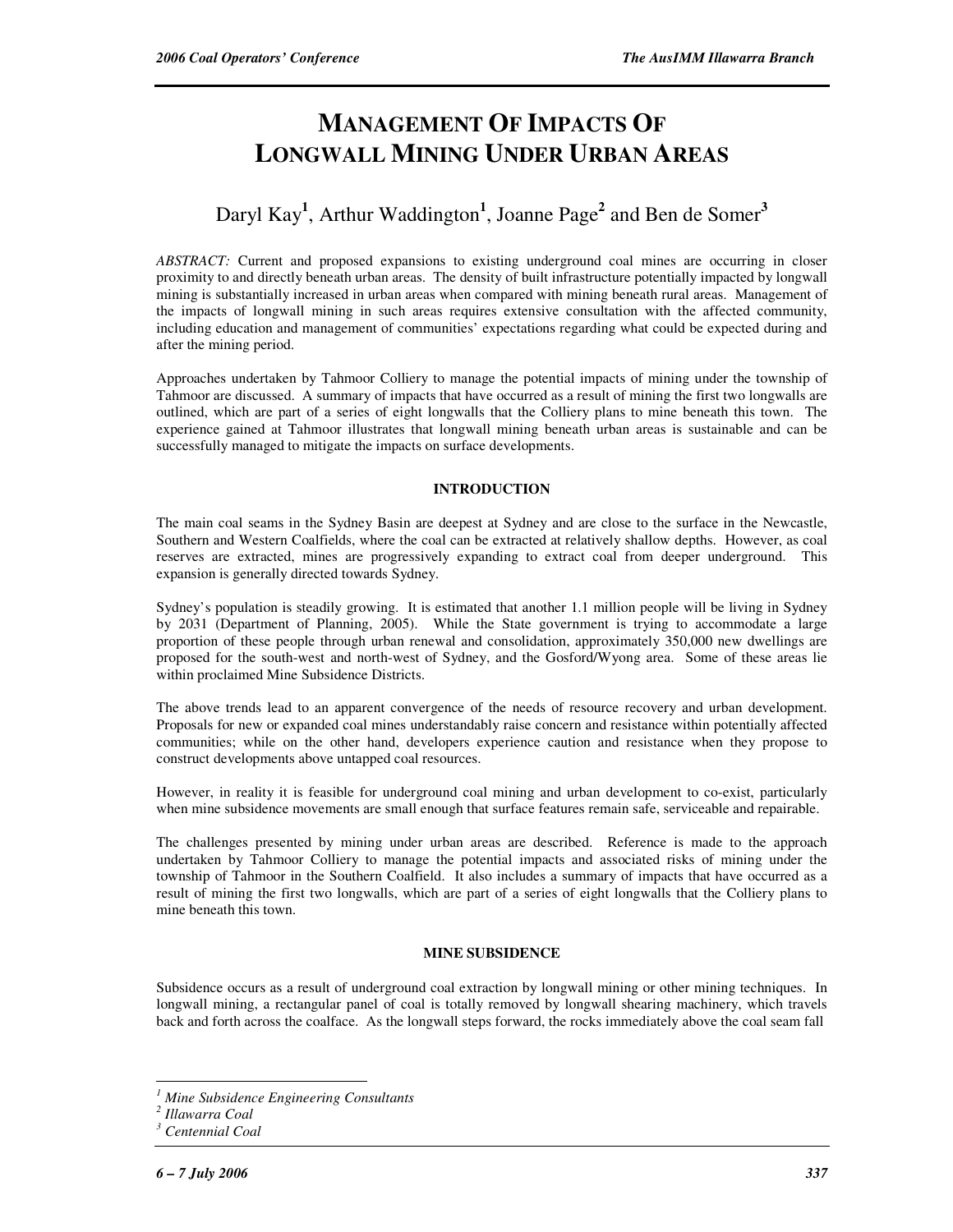# MANAGEMENT OF IMPACTS OF LONGWALL MINING UNDER URBAN AREAS

Daryl Kay[1], Arthur Waddington[1], Joanne Page[2] and Ben de Somer[3]

*ABSTRACT:* Current and proposed expansions to existing underground coal mines are occurring in closer proximity to and directly beneath urban areas. The density of built infrastructure potentially impacted by longwall mining is substantially increased in urban areas when compared with mining beneath rural areas. Management of the impacts of longwall mining in such areas requires extensive consultation with the affected community, including education and management of communities' expectations regarding what could be expected during and after the mining period.

Approaches undertaken by Tahmoor Colliery to manage the potential impacts of mining under the township of Tahmoor are discussed. A summary of impacts that have occurred as a result of mining the first two longwalls are outlined, which are part of a series of eight longwalls that the Colliery plans to mine beneath this town. The experience gained at Tahmoor illustrates that longwall mining beneath urban areas is sustainable and can be successfully managed to mitigate the impacts on surface developments.

## INTRODUCTION

The main coal seams in the Sydney Basin are deepest at Sydney and are close to the surface in the Newcastle, Southern and Western Coalfields, where the coal can be extracted at relatively shallow depths. However, as coal reserves are extracted, mines are progressively expanding to extract coal from deeper underground. This expansion is generally directed towards Sydney.

Sydney's population is steadily growing. It is estimated that another 1.1 million people will be living in Sydney by 2031 (Department of Planning, 2005). While the State government is trying to accommodate a large proportion of these people through urban renewal and consolidation, approximately 350,000 new dwellings are proposed for the south-west and north-west of Sydney, and the Gosford/Wyong area. Some of these areas lie within proclaimed Mine Subsidence Districts.

The above trends lead to an apparent convergence of the needs of resource recovery and urban development. Proposals for new or expanded coal mines understandably raise concern and resistance within potentially affected communities; while on the other hand, developers experience caution and resistance when they propose to construct developments above untapped coal resources.

However, in reality it is feasible for underground coal mining and urban development to co-exist, particularly when mine subsidence movements are small enough that surface features remain safe, serviceable and repairable.

The challenges presented by mining under urban areas are described. Reference is made to the approach undertaken by Tahmoor Colliery to manage the potential impacts and associated risks of mining under the township of Tahmoor in the Southern Coalfield. It also includes a summary of impacts that have occurred as a result of mining the first two longwalls, which are part of a series of eight longwalls that the Colliery plans to mine beneath this town.

## MINE SUBSIDENCE

Subsidence occurs as a result of underground coal extraction by longwall mining or other mining techniques. In longwall mining, a rectangular panel of coal is totally removed by longwall shearing machinery, which travels back and forth across the coalface. As the longwall steps forward, the rocks immediately above the coal seam fall

---

[1] *Mine Subsidence Engineering Consultants*
[2] *Illawarra Coal*
[3] *Centennial Coal*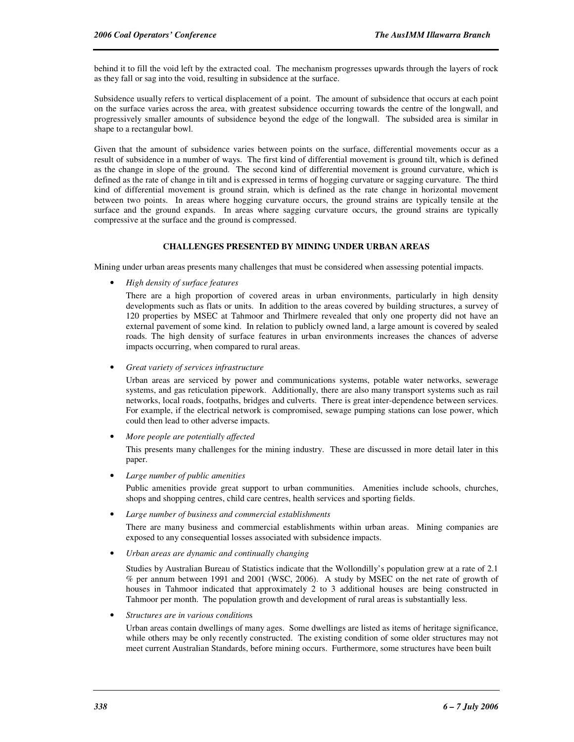behind it to fill the void left by the extracted coal. The mechanism progresses upwards through the layers of rock as they fall or sag into the void, resulting in subsidence at the surface.

Subsidence usually refers to vertical displacement of a point. The amount of subsidence that occurs at each point on the surface varies across the area, with greatest subsidence occurring towards the centre of the longwall, and progressively smaller amounts of subsidence beyond the edge of the longwall. The subsided area is similar in shape to a rectangular bowl.

Given that the amount of subsidence varies between points on the surface, differential movements occur as a result of subsidence in a number of ways. The first kind of differential movement is ground tilt, which is defined as the change in slope of the ground. The second kind of differential movement is ground curvature, which is defined as the rate of change in tilt and is expressed in terms of hogging curvature or sagging curvature. The third kind of differential movement is ground strain, which is defined as the rate change in horizontal movement between two points. In areas where hogging curvature occurs, the ground strains are typically tensile at the surface and the ground expands. In areas where sagging curvature occurs, the ground strains are typically compressive at the surface and the ground is compressed.

## CHALLENGES PRESENTED BY MINING UNDER URBAN AREAS

Mining under urban areas presents many challenges that must be considered when assessing potential impacts.

- *High density of surface features*

  There are a high proportion of covered areas in urban environments, particularly in high density developments such as flats or units. In addition to the areas covered by building structures, a survey of 120 properties by MSEC at Tahmoor and Thirlmere revealed that only one property did not have an external pavement of some kind. In relation to publicly owned land, a large amount is covered by sealed roads. The high density of surface features in urban environments increases the chances of adverse impacts occurring, when compared to rural areas.

- *Great variety of services infrastructure*

  Urban areas are serviced by power and communications systems, potable water networks, sewerage systems, and gas reticulation pipework. Additionally, there are also many transport systems such as rail networks, local roads, footpaths, bridges and culverts. There is great inter-dependence between services. For example, if the electrical network is compromised, sewage pumping stations can lose power, which could then lead to other adverse impacts.

- *More people are potentially affected*

  This presents many challenges for the mining industry. These are discussed in more detail later in this paper.

- *Large number of public amenities*

  Public amenities provide great support to urban communities. Amenities include schools, churches, shops and shopping centres, child care centres, health services and sporting fields.

- *Large number of business and commercial establishments*

  There are many business and commercial establishments within urban areas. Mining companies are exposed to any consequential losses associated with subsidence impacts.

- *Urban areas are dynamic and continually changing*

  Studies by Australian Bureau of Statistics indicate that the Wollondilly's population grew at a rate of 2.1 % per annum between 1991 and 2001 (WSC, 2006). A study by MSEC on the net rate of growth of houses in Tahmoor indicated that approximately 2 to 3 additional houses are being constructed in Tahmoor per month. The population growth and development of rural areas is substantially less.

- *Structures are in various conditions*

  Urban areas contain dwellings of many ages. Some dwellings are listed as items of heritage significance, while others may be only recently constructed. The existing condition of some older structures may not meet current Australian Standards, before mining occurs. Furthermore, some structures have been built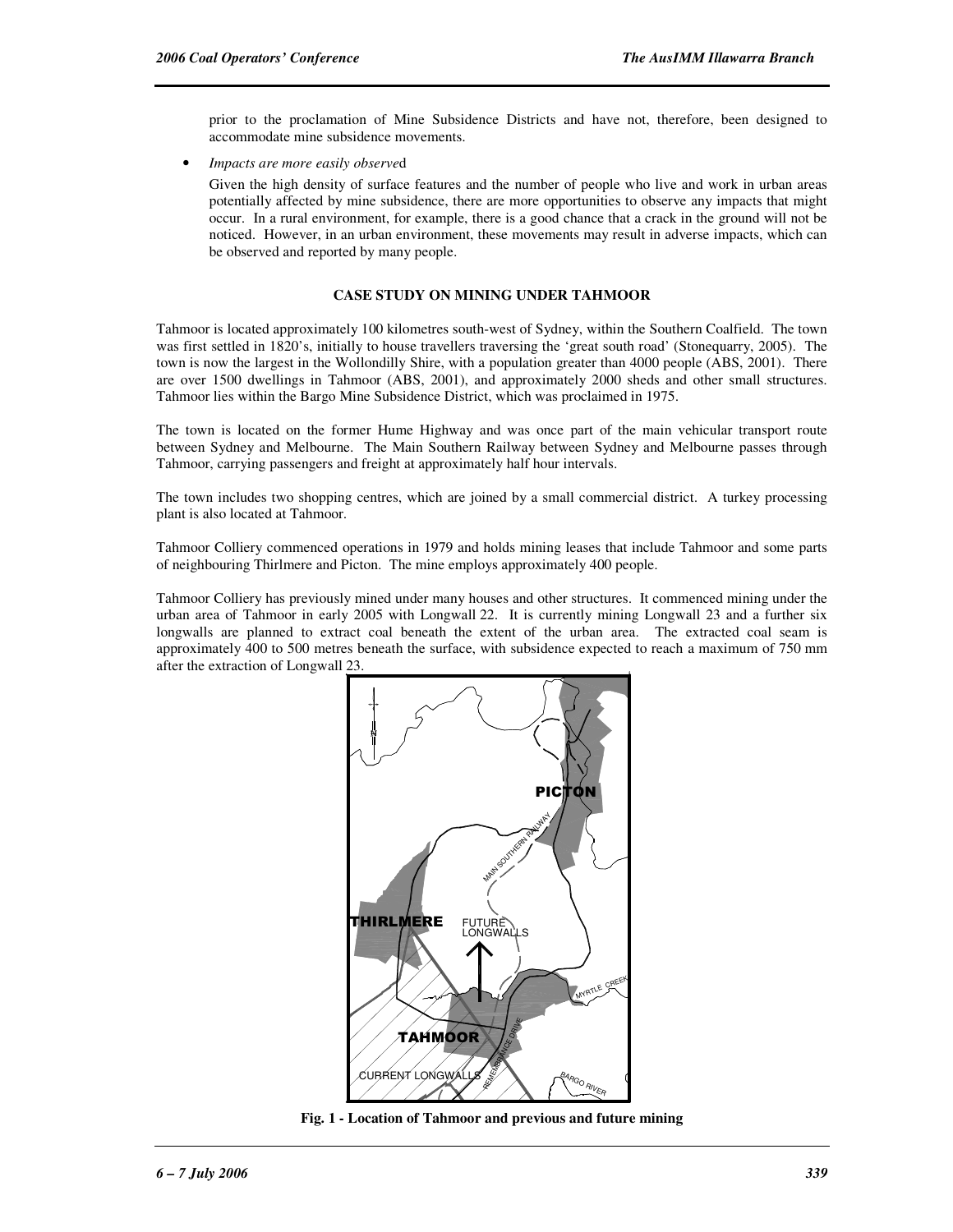prior to the proclamation of Mine Subsidence Districts and have not, therefore, been designed to accommodate mine subsidence movements.

- *Impacts are more easily observe*d

  Given the high density of surface features and the number of people who live and work in urban areas potentially affected by mine subsidence, there are more opportunities to observe any impacts that might occur. In a rural environment, for example, there is a good chance that a crack in the ground will not be noticed. However, in an urban environment, these movements may result in adverse impacts, which can be observed and reported by many people.

## CASE STUDY ON MINING UNDER TAHMOOR

Tahmoor is located approximately 100 kilometres south-west of Sydney, within the Southern Coalfield. The town was first settled in 1820's, initially to house travellers traversing the 'great south road' (Stonequarry, 2005). The town is now the largest in the Wollondilly Shire, with a population greater than 4000 people (ABS, 2001). There are over 1500 dwellings in Tahmoor (ABS, 2001), and approximately 2000 sheds and other small structures. Tahmoor lies within the Bargo Mine Subsidence District, which was proclaimed in 1975.

The town is located on the former Hume Highway and was once part of the main vehicular transport route between Sydney and Melbourne. The Main Southern Railway between Sydney and Melbourne passes through Tahmoor, carrying passengers and freight at approximately half hour intervals.

The town includes two shopping centres, which are joined by a small commercial district. A turkey processing plant is also located at Tahmoor.

Tahmoor Colliery commenced operations in 1979 and holds mining leases that include Tahmoor and some parts of neighbouring Thirlmere and Picton. The mine employs approximately 400 people.

Tahmoor Colliery has previously mined under many houses and other structures. It commenced mining under the urban area of Tahmoor in early 2005 with Longwall 22. It is currently mining Longwall 23 and a further six longwalls are planned to extract coal beneath the extent of the urban area. The extracted coal seam is approximately 400 to 500 metres beneath the surface, with subsidence expected to reach a maximum of 750 mm after the extraction of Longwall 23.

**Fig. 1 - Location of Tahmoor and previous and future mining**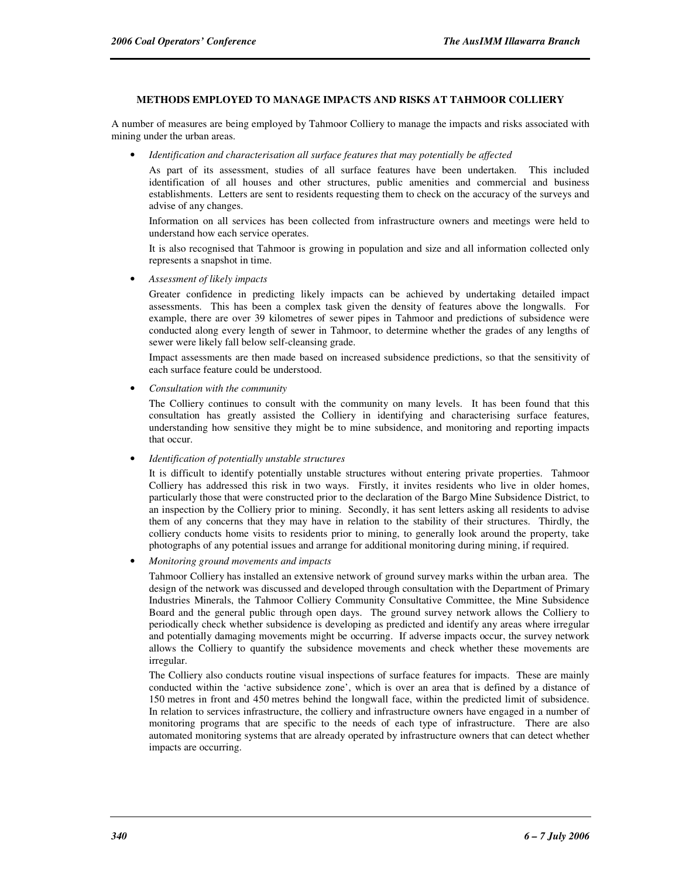#### METHODS EMPLOYED TO MANAGE IMPACTS AND RISKS AT TAHMOOR COLLIERY

A number of measures are being employed by Tahmoor Colliery to manage the impacts and risks associated with mining under the urban areas.

- *Identification and characterisation all surface features that may potentially be affected*

  As part of its assessment, studies of all surface features have been undertaken. This included identification of all houses and other structures, public amenities and commercial and business establishments. Letters are sent to residents requesting them to check on the accuracy of the surveys and advise of any changes.

  Information on all services has been collected from infrastructure owners and meetings were held to understand how each service operates.

  It is also recognised that Tahmoor is growing in population and size and all information collected only represents a snapshot in time.

- *Assessment of likely impacts*

  Greater confidence in predicting likely impacts can be achieved by undertaking detailed impact assessments. This has been a complex task given the density of features above the longwalls. For example, there are over 39 kilometres of sewer pipes in Tahmoor and predictions of subsidence were conducted along every length of sewer in Tahmoor, to determine whether the grades of any lengths of sewer were likely fall below self-cleansing grade.

  Impact assessments are then made based on increased subsidence predictions, so that the sensitivity of each surface feature could be understood.

- *Consultation with the community*

  The Colliery continues to consult with the community on many levels. It has been found that this consultation has greatly assisted the Colliery in identifying and characterising surface features, understanding how sensitive they might be to mine subsidence, and monitoring and reporting impacts that occur.

- *Identification of potentially unstable structures*

  It is difficult to identify potentially unstable structures without entering private properties. Tahmoor Colliery has addressed this risk in two ways. Firstly, it invites residents who live in older homes, particularly those that were constructed prior to the declaration of the Bargo Mine Subsidence District, to an inspection by the Colliery prior to mining. Secondly, it has sent letters asking all residents to advise them of any concerns that they may have in relation to the stability of their structures. Thirdly, the colliery conducts home visits to residents prior to mining, to generally look around the property, take photographs of any potential issues and arrange for additional monitoring during mining, if required.

- *Monitoring ground movements and impacts*

  Tahmoor Colliery has installed an extensive network of ground survey marks within the urban area. The design of the network was discussed and developed through consultation with the Department of Primary Industries Minerals, the Tahmoor Colliery Community Consultative Committee, the Mine Subsidence Board and the general public through open days. The ground survey network allows the Colliery to periodically check whether subsidence is developing as predicted and identify any areas where irregular and potentially damaging movements might be occurring. If adverse impacts occur, the survey network allows the Colliery to quantify the subsidence movements and check whether these movements are irregular.

  The Colliery also conducts routine visual inspections of surface features for impacts. These are mainly conducted within the 'active subsidence zone', which is over an area that is defined by a distance of 150 metres in front and 450 metres behind the longwall face, within the predicted limit of subsidence. In relation to services infrastructure, the colliery and infrastructure owners have engaged in a number of monitoring programs that are specific to the needs of each type of infrastructure. There are also automated monitoring systems that are already operated by infrastructure owners that can detect whether impacts are occurring.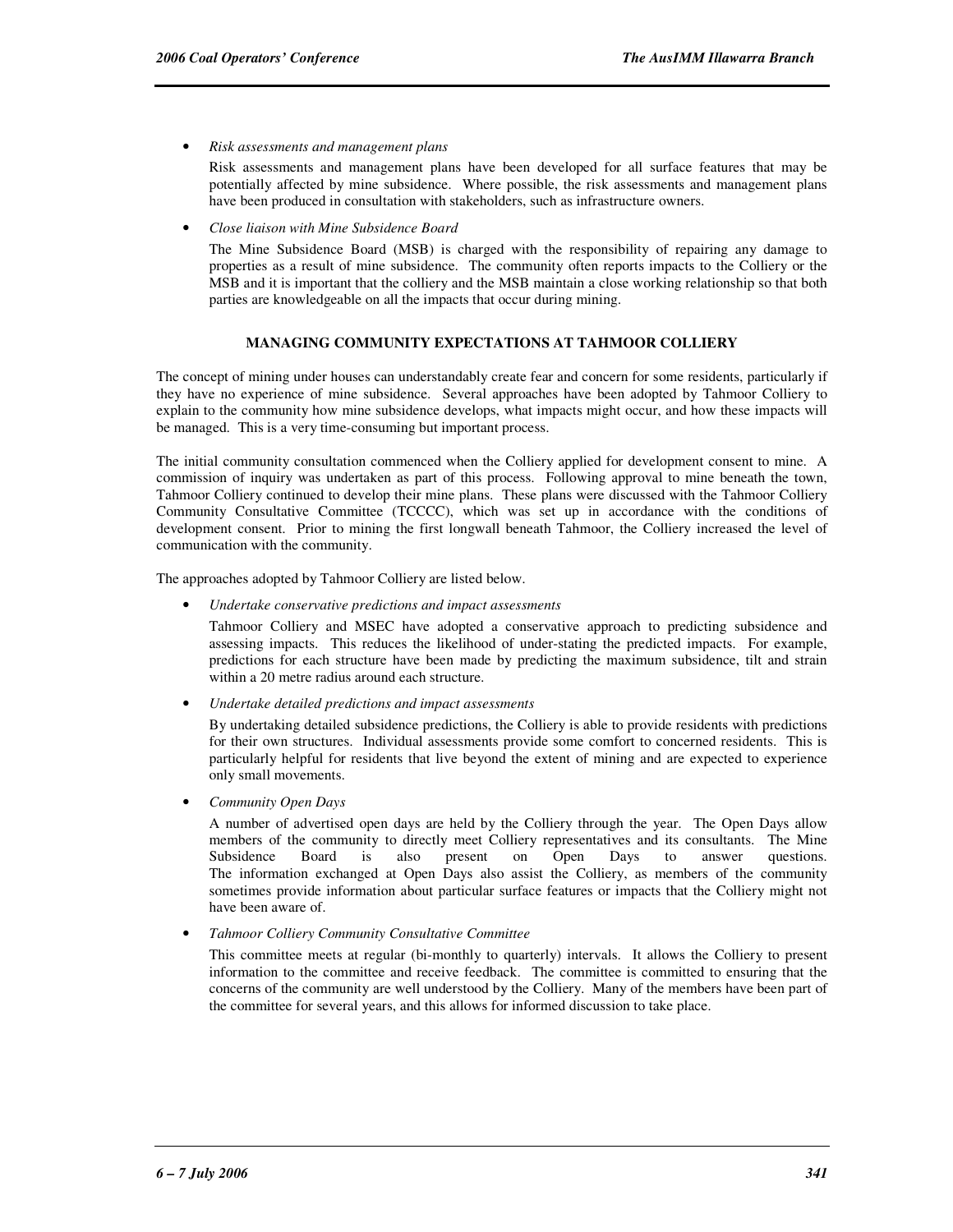- *Risk assessments and management plans*

  Risk assessments and management plans have been developed for all surface features that may be potentially affected by mine subsidence. Where possible, the risk assessments and management plans have been produced in consultation with stakeholders, such as infrastructure owners.

- *Close liaison with Mine Subsidence Board*

  The Mine Subsidence Board (MSB) is charged with the responsibility of repairing any damage to properties as a result of mine subsidence. The community often reports impacts to the Colliery or the MSB and it is important that the colliery and the MSB maintain a close working relationship so that both parties are knowledgeable on all the impacts that occur during mining.

## MANAGING COMMUNITY EXPECTATIONS AT TAHMOOR COLLIERY

The concept of mining under houses can understandably create fear and concern for some residents, particularly if they have no experience of mine subsidence. Several approaches have been adopted by Tahmoor Colliery to explain to the community how mine subsidence develops, what impacts might occur, and how these impacts will be managed. This is a very time-consuming but important process.

The initial community consultation commenced when the Colliery applied for development consent to mine. A commission of inquiry was undertaken as part of this process. Following approval to mine beneath the town, Tahmoor Colliery continued to develop their mine plans. These plans were discussed with the Tahmoor Colliery Community Consultative Committee (TCCCC), which was set up in accordance with the conditions of development consent. Prior to mining the first longwall beneath Tahmoor, the Colliery increased the level of communication with the community.

The approaches adopted by Tahmoor Colliery are listed below.

- *Undertake conservative predictions and impact assessments*

  Tahmoor Colliery and MSEC have adopted a conservative approach to predicting subsidence and assessing impacts. This reduces the likelihood of under-stating the predicted impacts. For example, predictions for each structure have been made by predicting the maximum subsidence, tilt and strain within a 20 metre radius around each structure.

- *Undertake detailed predictions and impact assessments*

  By undertaking detailed subsidence predictions, the Colliery is able to provide residents with predictions for their own structures. Individual assessments provide some comfort to concerned residents. This is particularly helpful for residents that live beyond the extent of mining and are expected to experience only small movements.

- *Community Open Days*

  A number of advertised open days are held by the Colliery through the year. The Open Days allow members of the community to directly meet Colliery representatives and its consultants. The Mine Subsidence Board is also present on Open Days to answer questions. The information exchanged at Open Days also assist the Colliery, as members of the community sometimes provide information about particular surface features or impacts that the Colliery might not have been aware of.

- *Tahmoor Colliery Community Consultative Committee*

  This committee meets at regular (bi-monthly to quarterly) intervals. It allows the Colliery to present information to the committee and receive feedback. The committee is committed to ensuring that the concerns of the community are well understood by the Colliery. Many of the members have been part of the committee for several years, and this allows for informed discussion to take place.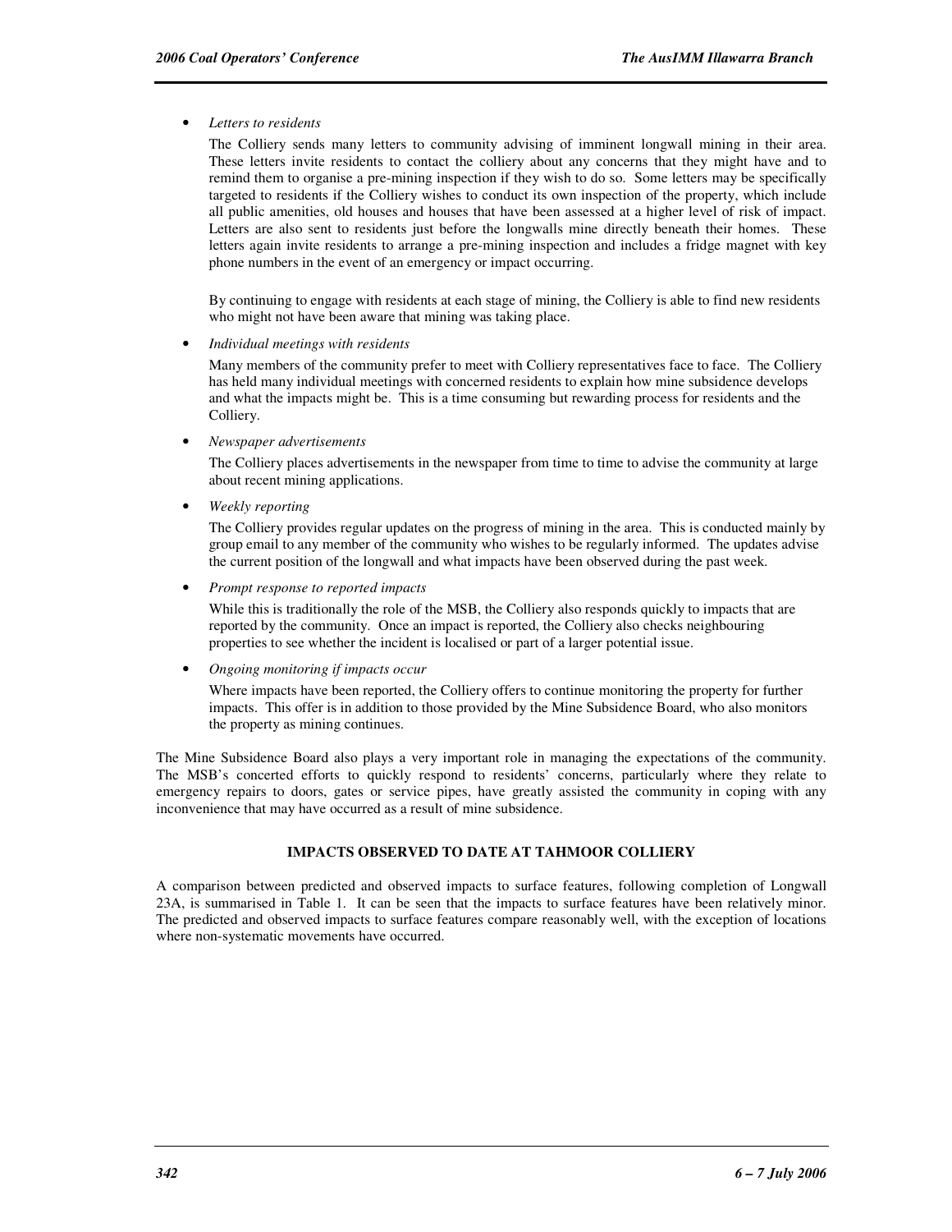- *Letters to residents*

  The Colliery sends many letters to community advising of imminent longwall mining in their area. These letters invite residents to contact the colliery about any concerns that they might have and to remind them to organise a pre-mining inspection if they wish to do so. Some letters may be specifically targeted to residents if the Colliery wishes to conduct its own inspection of the property, which include all public amenities, old houses and houses that have been assessed at a higher level of risk of impact. Letters are also sent to residents just before the longwalls mine directly beneath their homes. These letters again invite residents to arrange a pre-mining inspection and includes a fridge magnet with key phone numbers in the event of an emergency or impact occurring.

  By continuing to engage with residents at each stage of mining, the Colliery is able to find new residents who might not have been aware that mining was taking place.

- *Individual meetings with residents*

  Many members of the community prefer to meet with Colliery representatives face to face. The Colliery has held many individual meetings with concerned residents to explain how mine subsidence develops and what the impacts might be. This is a time consuming but rewarding process for residents and the Colliery.

- *Newspaper advertisements*

  The Colliery places advertisements in the newspaper from time to time to advise the community at large about recent mining applications.

- *Weekly reporting*

  The Colliery provides regular updates on the progress of mining in the area. This is conducted mainly by group email to any member of the community who wishes to be regularly informed. The updates advise the current position of the longwall and what impacts have been observed during the past week.

- *Prompt response to reported impacts*

  While this is traditionally the role of the MSB, the Colliery also responds quickly to impacts that are reported by the community. Once an impact is reported, the Colliery also checks neighbouring properties to see whether the incident is localised or part of a larger potential issue.

- *Ongoing monitoring if impacts occur*

  Where impacts have been reported, the Colliery offers to continue monitoring the property for further impacts. This offer is in addition to those provided by the Mine Subsidence Board, who also monitors the property as mining continues.

The Mine Subsidence Board also plays a very important role in managing the expectations of the community. The MSB's concerted efforts to quickly respond to residents' concerns, particularly where they relate to emergency repairs to doors, gates or service pipes, have greatly assisted the community in coping with any inconvenience that may have occurred as a result of mine subsidence.

## IMPACTS OBSERVED TO DATE AT TAHMOOR COLLIERY

A comparison between predicted and observed impacts to surface features, following completion of Longwall 23A, is summarised in Table 1. It can be seen that the impacts to surface features have been relatively minor. The predicted and observed impacts to surface features compare reasonably well, with the exception of locations where non-systematic movements have occurred.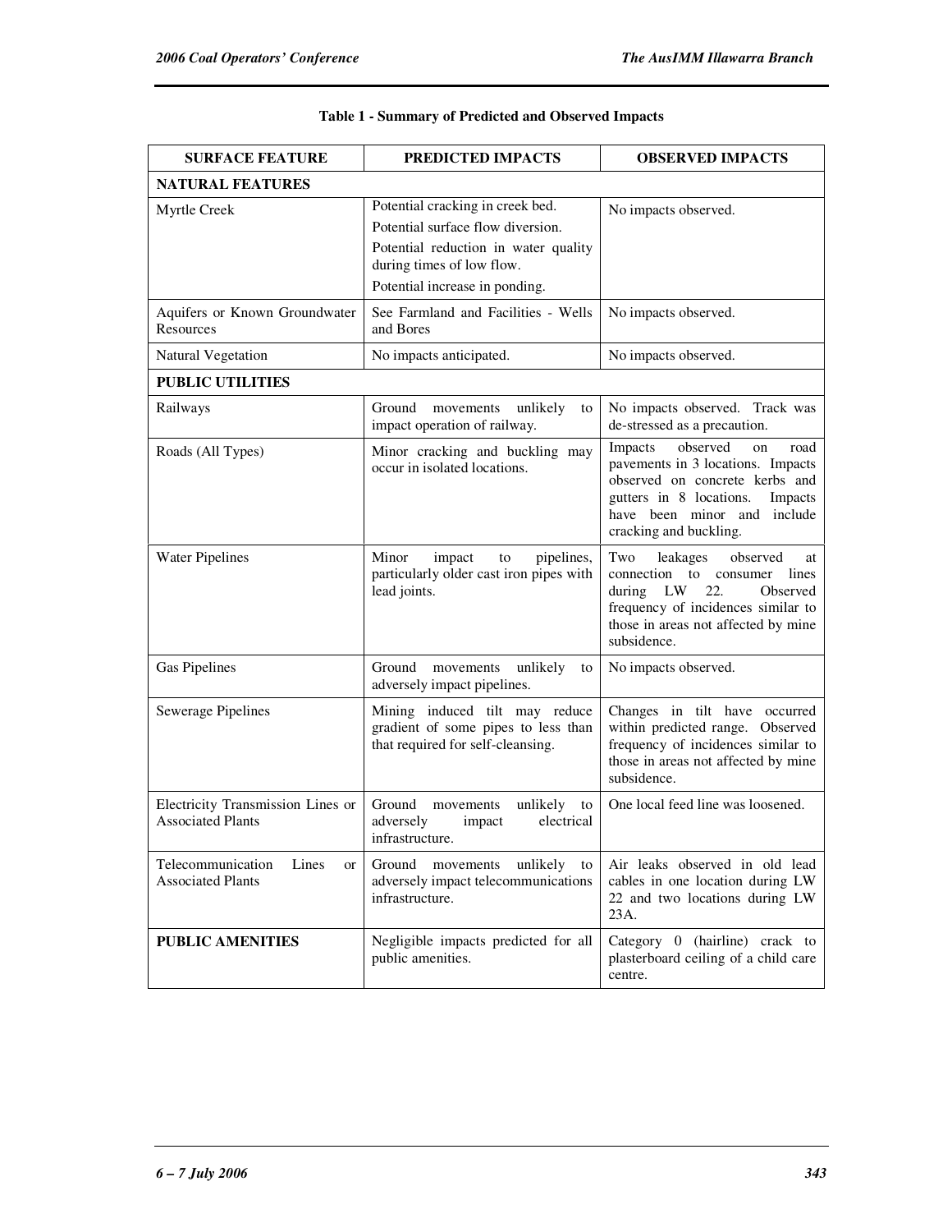**Table 1 - Summary of Predicted and Observed Impacts**

| SURFACE FEATURE | PREDICTED IMPACTS | OBSERVED IMPACTS |
|---|---|---|
| **NATURAL FEATURES** | | |
| Myrtle Creek | Potential cracking in creek bed.<br>Potential surface flow diversion.<br>Potential reduction in water quality during times of low flow.<br>Potential increase in ponding. | No impacts observed. |
| Aquifers or Known Groundwater Resources | See Farmland and Facilities - Wells and Bores | No impacts observed. |
| Natural Vegetation | No impacts anticipated. | No impacts observed. |
| **PUBLIC UTILITIES** | | |
| Railways | Ground movements unlikely to impact operation of railway. | No impacts observed. Track was de-stressed as a precaution. |
| Roads (All Types) | Minor cracking and buckling may occur in isolated locations. | Impacts observed on road pavements in 3 locations. Impacts observed on concrete kerbs and gutters in 8 locations. Impacts have been minor and include cracking and buckling. |
| Water Pipelines | Minor impact to pipelines, particularly older cast iron pipes with lead joints. | Two leakages observed at connection to consumer lines during LW 22. Observed frequency of incidences similar to those in areas not affected by mine subsidence. |
| Gas Pipelines | Ground movements unlikely to adversely impact pipelines. | No impacts observed. |
| Sewerage Pipelines | Mining induced tilt may reduce gradient of some pipes to less than that required for self-cleansing. | Changes in tilt have occurred within predicted range. Observed frequency of incidences similar to those in areas not affected by mine subsidence. |
| Electricity Transmission Lines or Associated Plants | Ground movements unlikely to adversely impact electrical infrastructure. | One local feed line was loosened. |
| Telecommunication Lines or Associated Plants | Ground movements unlikely to adversely impact telecommunications infrastructure. | Air leaks observed in old lead cables in one location during LW 22 and two locations during LW 23A. |
| **PUBLIC AMENITIES** | Negligible impacts predicted for all public amenities. | Category 0 (hairline) crack to plasterboard ceiling of a child care centre. |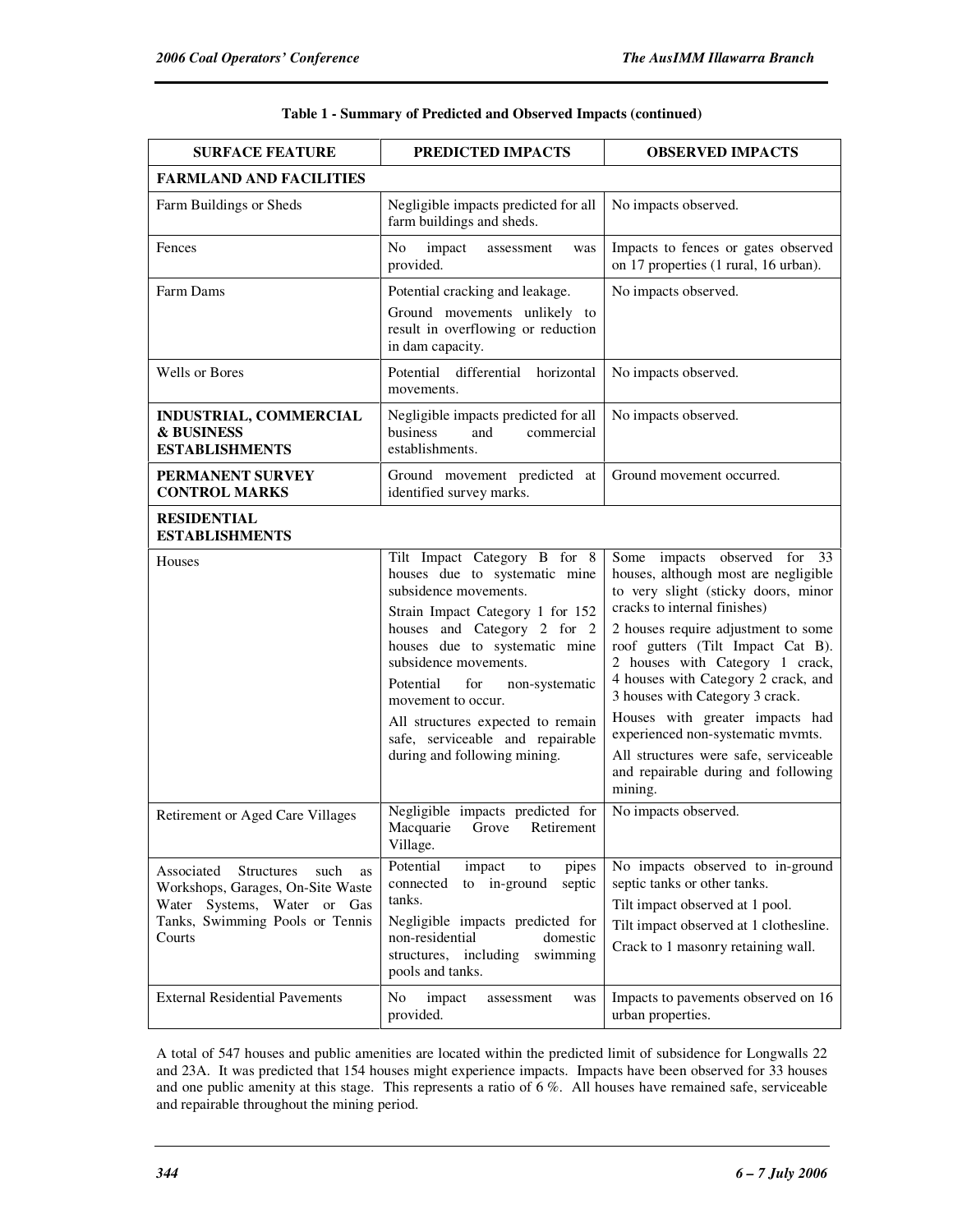**Table 1 - Summary of Predicted and Observed Impacts (continued)**

| SURFACE FEATURE | PREDICTED IMPACTS | OBSERVED IMPACTS |
|---|---|---|
| **FARMLAND AND FACILITIES** | | |
| Farm Buildings or Sheds | Negligible impacts predicted for all farm buildings and sheds. | No impacts observed. |
| Fences | No impact assessment was provided. | Impacts to fences or gates observed on 17 properties (1 rural, 16 urban). |
| Farm Dams | Potential cracking and leakage.<br>Ground movements unlikely to result in overflowing or reduction in dam capacity. | No impacts observed. |
| Wells or Bores | Potential differential horizontal movements. | No impacts observed. |
| **INDUSTRIAL, COMMERCIAL & BUSINESS ESTABLISHMENTS** | Negligible impacts predicted for all business and commercial establishments. | No impacts observed. |
| **PERMANENT SURVEY CONTROL MARKS** | Ground movement predicted at identified survey marks. | Ground movement occurred. |
| **RESIDENTIAL ESTABLISHMENTS** | | |
| Houses | Tilt Impact Category B for 8 houses due to systematic mine subsidence movements.<br>Strain Impact Category 1 for 152 houses and Category 2 for 2 houses due to systematic mine subsidence movements.<br>Potential for non-systematic movement to occur.<br>All structures expected to remain safe, serviceable and repairable during and following mining. | Some impacts observed for 33 houses, although most are negligible to very slight (sticky doors, minor cracks to internal finishes)<br>2 houses require adjustment to some roof gutters (Tilt Impact Cat B). 2 houses with Category 1 crack, 4 houses with Category 2 crack, and 3 houses with Category 3 crack.<br>Houses with greater impacts had experienced non-systematic mvmts.<br>All structures were safe, serviceable and repairable during and following mining. |
| Retirement or Aged Care Villages | Negligible impacts predicted for Macquarie Grove Retirement Village. | No impacts observed. |
| Associated Structures such as Workshops, Garages, On-Site Waste Water Systems, Water or Gas Tanks, Swimming Pools or Tennis Courts | Potential impact to pipes connected to in-ground septic tanks.<br>Negligible impacts predicted for non-residential domestic structures, including swimming pools and tanks. | No impacts observed to in-ground septic tanks or other tanks.<br>Tilt impact observed at 1 pool.<br>Tilt impact observed at 1 clothesline.<br>Crack to 1 masonry retaining wall. |
| External Residential Pavements | No impact assessment was provided. | Impacts to pavements observed on 16 urban properties. |

A total of 547 houses and public amenities are located within the predicted limit of subsidence for Longwalls 22 and 23A. It was predicted that 154 houses might experience impacts. Impacts have been observed for 33 houses and one public amenity at this stage. This represents a ratio of 6 %. All houses have remained safe, serviceable and repairable throughout the mining period.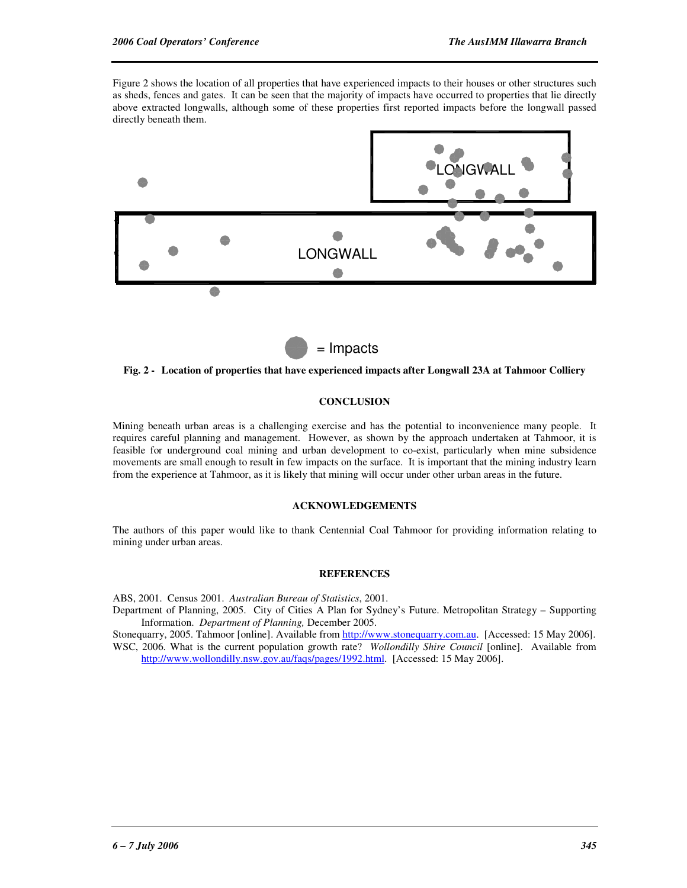Figure 2 shows the location of all properties that have experienced impacts to their houses or other structures such as sheds, fences and gates. It can be seen that the majority of impacts have occurred to properties that lie directly above extracted longwalls, although some of these properties first reported impacts before the longwall passed directly beneath them.

LONGWALL

LONGWALL

= Impacts

**Fig. 2 - Location of properties that have experienced impacts after Longwall 23A at Tahmoor Colliery**

## CONCLUSION

Mining beneath urban areas is a challenging exercise and has the potential to inconvenience many people. It requires careful planning and management. However, as shown by the approach undertaken at Tahmoor, it is feasible for underground coal mining and urban development to co-exist, particularly when mine subsidence movements are small enough to result in few impacts on the surface. It is important that the mining industry learn from the experience at Tahmoor, as it is likely that mining will occur under other urban areas in the future.

## ACKNOWLEDGEMENTS

The authors of this paper would like to thank Centennial Coal Tahmoor for providing information relating to mining under urban areas.

## REFERENCES

ABS, 2001. Census 2001. *Australian Bureau of Statistics*, 2001.

Department of Planning, 2005. City of Cities A Plan for Sydney's Future. Metropolitan Strategy – Supporting Information. *Department of Planning,* December 2005.

Stonequarry, 2005. Tahmoor [online]. Available from http://www.stonequarry.com.au. [Accessed: 15 May 2006].

WSC, 2006. What is the current population growth rate? *Wollondilly Shire Council* [online]. Available from http://www.wollondilly.nsw.gov.au/faqs/pages/1992.html. [Accessed: 15 May 2006].